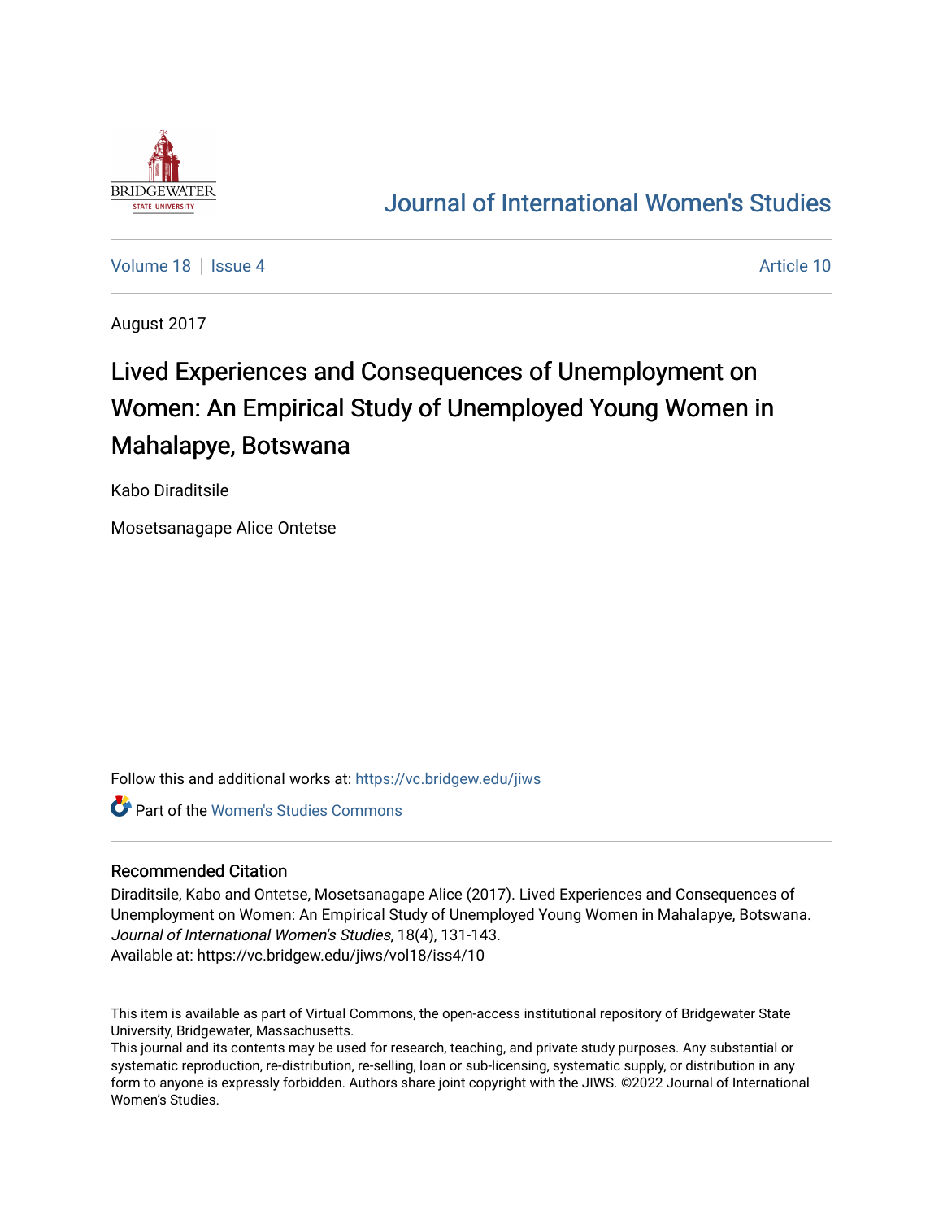# Journal of International Women's Studies

Volume 18 | Issue 4 | Article 10

August 2017

## Lived Experiences and Consequences of Unemployment on Women: An Empirical Study of Unemployed Young Women in Mahalapye, Botswana

Kabo Diraditsile

Mosetsanagape Alice Ontetse

Follow this and additional works at: https://vc.bridgew.edu/jiws

Part of the Women's Studies Commons

### Recommended Citation

Diraditsile, Kabo and Ontetse, Mosetsanagape Alice (2017). Lived Experiences and Consequences of Unemployment on Women: An Empirical Study of Unemployed Young Women in Mahalapye, Botswana. *Journal of International Women's Studies*, 18(4), 131-143.
Available at: https://vc.bridgew.edu/jiws/vol18/iss4/10

This item is available as part of Virtual Commons, the open-access institutional repository of Bridgewater State University, Bridgewater, Massachusetts.
This journal and its contents may be used for research, teaching, and private study purposes. Any substantial or systematic reproduction, re-distribution, re-selling, loan or sub-licensing, systematic supply, or distribution in any form to anyone is expressly forbidden. Authors share joint copyright with the JIWS. ©2022 Journal of International Women's Studies.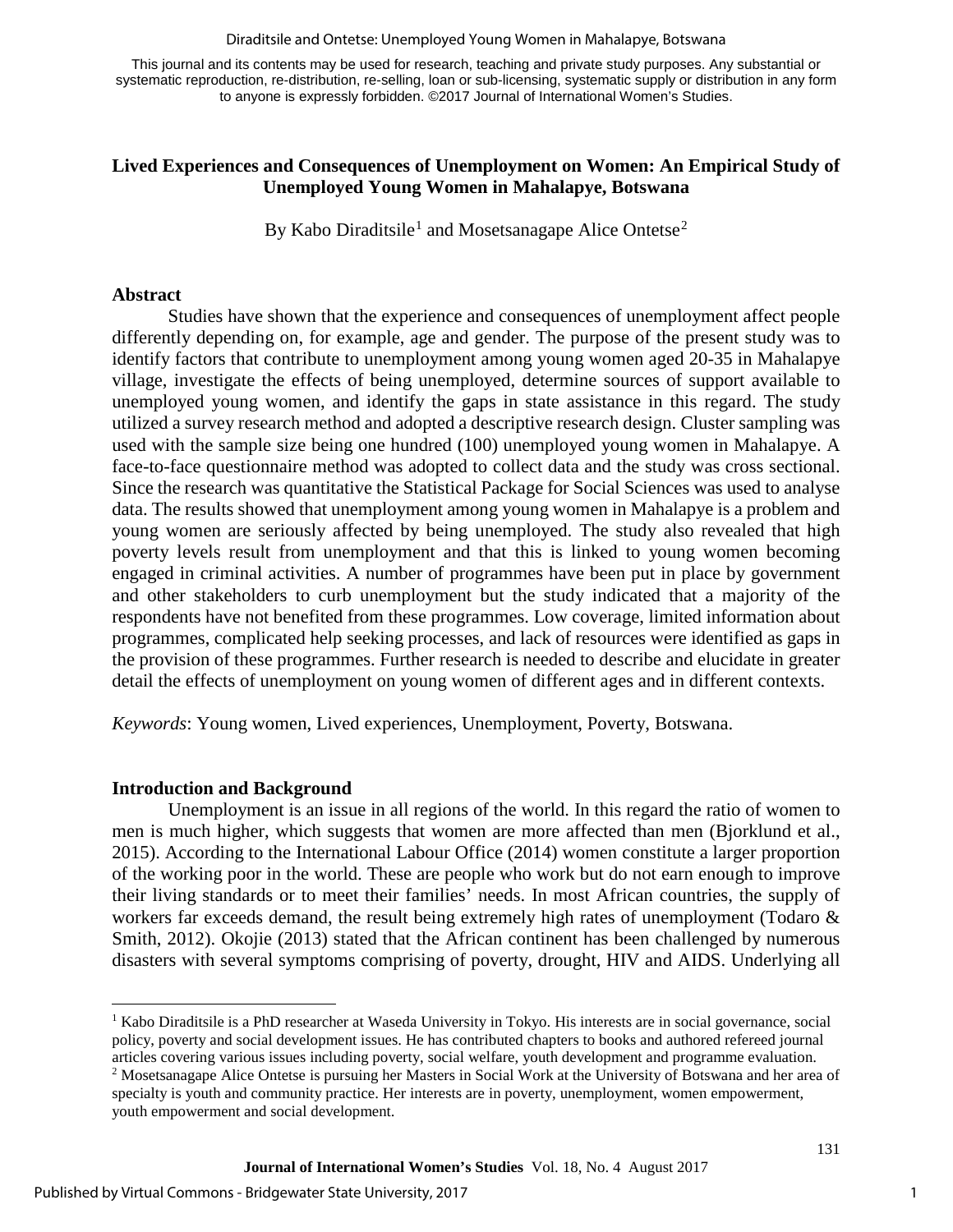This journal and its contents may be used for research, teaching and private study purposes. Any substantial or systematic reproduction, re-distribution, re-selling, loan or sub-licensing, systematic supply or distribution in any form to anyone is expressly forbidden. ©2017 Journal of International Women's Studies.

# Lived Experiences and Consequences of Unemployment on Women: An Empirical Study of Unemployed Young Women in Mahalapye, Botswana

By Kabo Diraditsile[1] and Mosetsanagape Alice Ontetse[2]

## Abstract

Studies have shown that the experience and consequences of unemployment affect people differently depending on, for example, age and gender. The purpose of the present study was to identify factors that contribute to unemployment among young women aged 20-35 in Mahalapye village, investigate the effects of being unemployed, determine sources of support available to unemployed young women, and identify the gaps in state assistance in this regard. The study utilized a survey research method and adopted a descriptive research design. Cluster sampling was used with the sample size being one hundred (100) unemployed young women in Mahalapye. A face-to-face questionnaire method was adopted to collect data and the study was cross sectional. Since the research was quantitative the Statistical Package for Social Sciences was used to analyse data. The results showed that unemployment among young women in Mahalapye is a problem and young women are seriously affected by being unemployed. The study also revealed that high poverty levels result from unemployment and that this is linked to young women becoming engaged in criminal activities. A number of programmes have been put in place by government and other stakeholders to curb unemployment but the study indicated that a majority of the respondents have not benefited from these programmes. Low coverage, limited information about programmes, complicated help seeking processes, and lack of resources were identified as gaps in the provision of these programmes. Further research is needed to describe and elucidate in greater detail the effects of unemployment on young women of different ages and in different contexts.

*Keywords*: Young women, Lived experiences, Unemployment, Poverty, Botswana.

## Introduction and Background

Unemployment is an issue in all regions of the world. In this regard the ratio of women to men is much higher, which suggests that women are more affected than men (Bjorklund et al., 2015). According to the International Labour Office (2014) women constitute a larger proportion of the working poor in the world. These are people who work but do not earn enough to improve their living standards or to meet their families' needs. In most African countries, the supply of workers far exceeds demand, the result being extremely high rates of unemployment (Todaro & Smith, 2012). Okojie (2013) stated that the African continent has been challenged by numerous disasters with several symptoms comprising of poverty, drought, HIV and AIDS. Underlying all

---

[1] Kabo Diraditsile is a PhD researcher at Waseda University in Tokyo. His interests are in social governance, social policy, poverty and social development issues. He has contributed chapters to books and authored refereed journal articles covering various issues including poverty, social welfare, youth development and programme evaluation.

[2] Mosetsanagape Alice Ontetse is pursuing her Masters in Social Work at the University of Botswana and her area of specialty is youth and community practice. Her interests are in poverty, unemployment, women empowerment, youth empowerment and social development.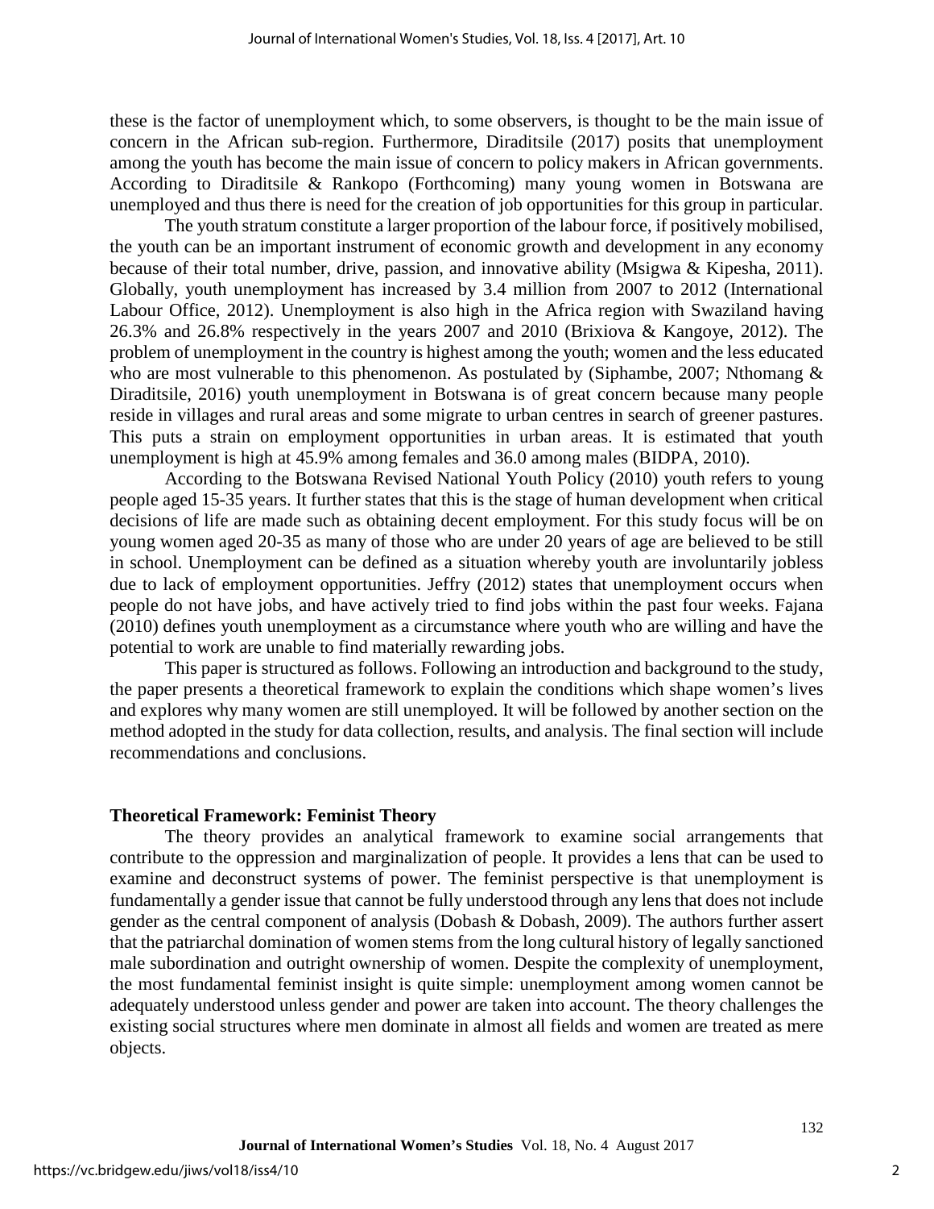these is the factor of unemployment which, to some observers, is thought to be the main issue of concern in the African sub-region. Furthermore, Diraditsile (2017) posits that unemployment among the youth has become the main issue of concern to policy makers in African governments. According to Diraditsile & Rankopo (Forthcoming) many young women in Botswana are unemployed and thus there is need for the creation of job opportunities for this group in particular.

The youth stratum constitute a larger proportion of the labour force, if positively mobilised, the youth can be an important instrument of economic growth and development in any economy because of their total number, drive, passion, and innovative ability (Msigwa & Kipesha, 2011). Globally, youth unemployment has increased by 3.4 million from 2007 to 2012 (International Labour Office, 2012). Unemployment is also high in the Africa region with Swaziland having 26.3% and 26.8% respectively in the years 2007 and 2010 (Brixiova & Kangoye, 2012). The problem of unemployment in the country is highest among the youth; women and the less educated who are most vulnerable to this phenomenon. As postulated by (Siphambe, 2007; Nthomang & Diraditsile, 2016) youth unemployment in Botswana is of great concern because many people reside in villages and rural areas and some migrate to urban centres in search of greener pastures. This puts a strain on employment opportunities in urban areas. It is estimated that youth unemployment is high at 45.9% among females and 36.0 among males (BIDPA, 2010).

According to the Botswana Revised National Youth Policy (2010) youth refers to young people aged 15-35 years. It further states that this is the stage of human development when critical decisions of life are made such as obtaining decent employment. For this study focus will be on young women aged 20-35 as many of those who are under 20 years of age are believed to be still in school. Unemployment can be defined as a situation whereby youth are involuntarily jobless due to lack of employment opportunities. Jeffry (2012) states that unemployment occurs when people do not have jobs, and have actively tried to find jobs within the past four weeks. Fajana (2010) defines youth unemployment as a circumstance where youth who are willing and have the potential to work are unable to find materially rewarding jobs.

This paper is structured as follows. Following an introduction and background to the study, the paper presents a theoretical framework to explain the conditions which shape women's lives and explores why many women are still unemployed. It will be followed by another section on the method adopted in the study for data collection, results, and analysis. The final section will include recommendations and conclusions.

## Theoretical Framework: Feminist Theory

The theory provides an analytical framework to examine social arrangements that contribute to the oppression and marginalization of people. It provides a lens that can be used to examine and deconstruct systems of power. The feminist perspective is that unemployment is fundamentally a gender issue that cannot be fully understood through any lens that does not include gender as the central component of analysis (Dobash & Dobash, 2009). The authors further assert that the patriarchal domination of women stems from the long cultural history of legally sanctioned male subordination and outright ownership of women. Despite the complexity of unemployment, the most fundamental feminist insight is quite simple: unemployment among women cannot be adequately understood unless gender and power are taken into account. The theory challenges the existing social structures where men dominate in almost all fields and women are treated as mere objects.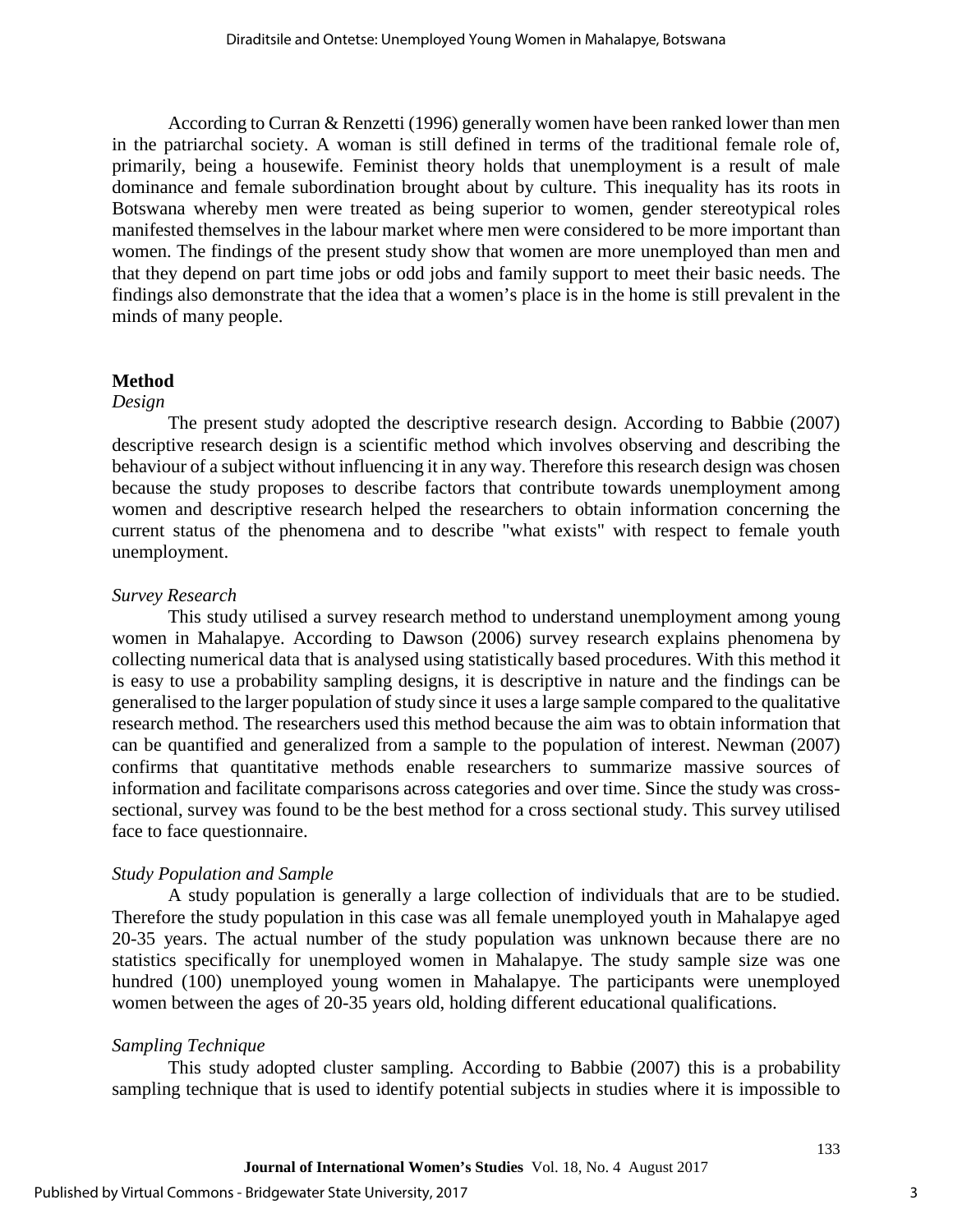According to Curran & Renzetti (1996) generally women have been ranked lower than men in the patriarchal society. A woman is still defined in terms of the traditional female role of, primarily, being a housewife. Feminist theory holds that unemployment is a result of male dominance and female subordination brought about by culture. This inequality has its roots in Botswana whereby men were treated as being superior to women, gender stereotypical roles manifested themselves in the labour market where men were considered to be more important than women. The findings of the present study show that women are more unemployed than men and that they depend on part time jobs or odd jobs and family support to meet their basic needs. The findings also demonstrate that the idea that a women's place is in the home is still prevalent in the minds of many people.

## Method

*Design*

The present study adopted the descriptive research design. According to Babbie (2007) descriptive research design is a scientific method which involves observing and describing the behaviour of a subject without influencing it in any way. Therefore this research design was chosen because the study proposes to describe factors that contribute towards unemployment among women and descriptive research helped the researchers to obtain information concerning the current status of the phenomena and to describe "what exists" with respect to female youth unemployment.

*Survey Research*

This study utilised a survey research method to understand unemployment among young women in Mahalapye. According to Dawson (2006) survey research explains phenomena by collecting numerical data that is analysed using statistically based procedures. With this method it is easy to use a probability sampling designs, it is descriptive in nature and the findings can be generalised to the larger population of study since it uses a large sample compared to the qualitative research method. The researchers used this method because the aim was to obtain information that can be quantified and generalized from a sample to the population of interest. Newman (2007) confirms that quantitative methods enable researchers to summarize massive sources of information and facilitate comparisons across categories and over time. Since the study was cross-sectional, survey was found to be the best method for a cross sectional study. This survey utilised face to face questionnaire.

*Study Population and Sample*

A study population is generally a large collection of individuals that are to be studied. Therefore the study population in this case was all female unemployed youth in Mahalapye aged 20-35 years. The actual number of the study population was unknown because there are no statistics specifically for unemployed women in Mahalapye. The study sample size was one hundred (100) unemployed young women in Mahalapye. The participants were unemployed women between the ages of 20-35 years old, holding different educational qualifications.

*Sampling Technique*

This study adopted cluster sampling. According to Babbie (2007) this is a probability sampling technique that is used to identify potential subjects in studies where it is impossible to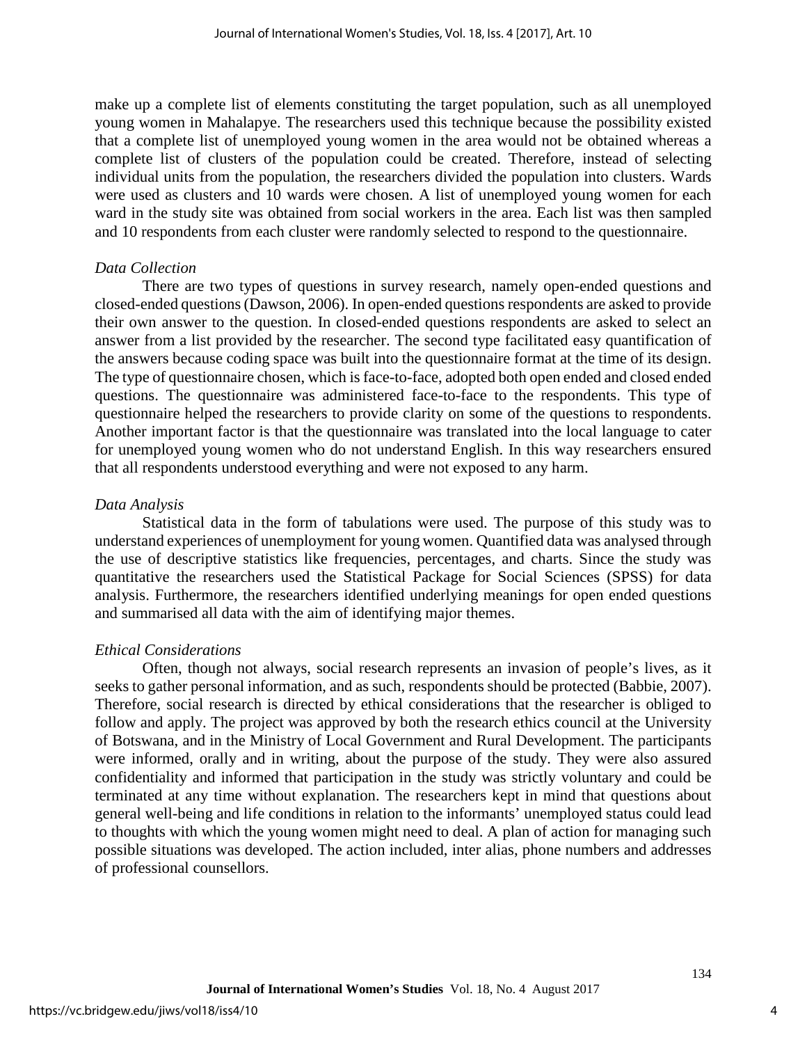make up a complete list of elements constituting the target population, such as all unemployed young women in Mahalapye. The researchers used this technique because the possibility existed that a complete list of unemployed young women in the area would not be obtained whereas a complete list of clusters of the population could be created. Therefore, instead of selecting individual units from the population, the researchers divided the population into clusters. Wards were used as clusters and 10 wards were chosen. A list of unemployed young women for each ward in the study site was obtained from social workers in the area. Each list was then sampled and 10 respondents from each cluster were randomly selected to respond to the questionnaire.

*Data Collection*

There are two types of questions in survey research, namely open-ended questions and closed-ended questions (Dawson, 2006). In open-ended questions respondents are asked to provide their own answer to the question. In closed-ended questions respondents are asked to select an answer from a list provided by the researcher. The second type facilitated easy quantification of the answers because coding space was built into the questionnaire format at the time of its design. The type of questionnaire chosen, which is face-to-face, adopted both open ended and closed ended questions. The questionnaire was administered face-to-face to the respondents. This type of questionnaire helped the researchers to provide clarity on some of the questions to respondents. Another important factor is that the questionnaire was translated into the local language to cater for unemployed young women who do not understand English. In this way researchers ensured that all respondents understood everything and were not exposed to any harm.

*Data Analysis*

Statistical data in the form of tabulations were used. The purpose of this study was to understand experiences of unemployment for young women. Quantified data was analysed through the use of descriptive statistics like frequencies, percentages, and charts. Since the study was quantitative the researchers used the Statistical Package for Social Sciences (SPSS) for data analysis. Furthermore, the researchers identified underlying meanings for open ended questions and summarised all data with the aim of identifying major themes.

*Ethical Considerations*

Often, though not always, social research represents an invasion of people's lives, as it seeks to gather personal information, and as such, respondents should be protected (Babbie, 2007). Therefore, social research is directed by ethical considerations that the researcher is obliged to follow and apply. The project was approved by both the research ethics council at the University of Botswana, and in the Ministry of Local Government and Rural Development. The participants were informed, orally and in writing, about the purpose of the study. They were also assured confidentiality and informed that participation in the study was strictly voluntary and could be terminated at any time without explanation. The researchers kept in mind that questions about general well-being and life conditions in relation to the informants' unemployed status could lead to thoughts with which the young women might need to deal. A plan of action for managing such possible situations was developed. The action included, inter alias, phone numbers and addresses of professional counsellors.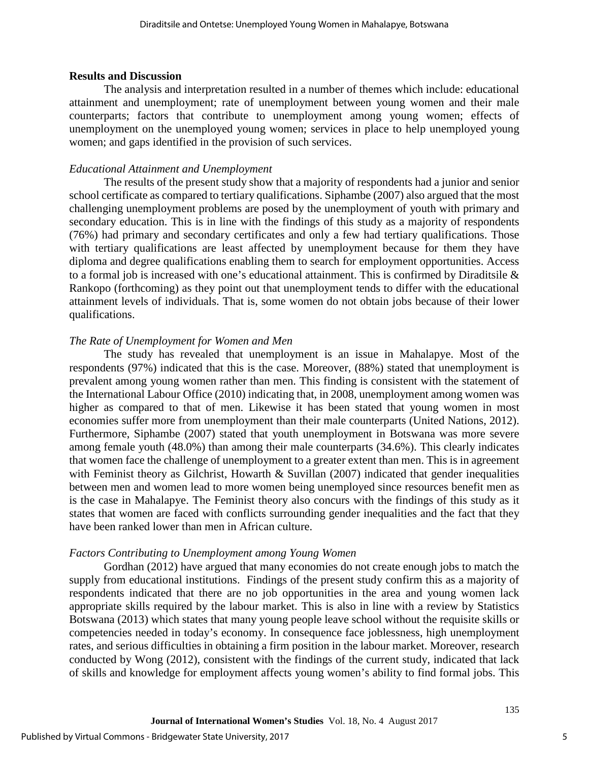## Results and Discussion

The analysis and interpretation resulted in a number of themes which include: educational attainment and unemployment; rate of unemployment between young women and their male counterparts; factors that contribute to unemployment among young women; effects of unemployment on the unemployed young women; services in place to help unemployed young women; and gaps identified in the provision of such services.

### *Educational Attainment and Unemployment*

The results of the present study show that a majority of respondents had a junior and senior school certificate as compared to tertiary qualifications. Siphambe (2007) also argued that the most challenging unemployment problems are posed by the unemployment of youth with primary and secondary education. This is in line with the findings of this study as a majority of respondents (76%) had primary and secondary certificates and only a few had tertiary qualifications. Those with tertiary qualifications are least affected by unemployment because for them they have diploma and degree qualifications enabling them to search for employment opportunities. Access to a formal job is increased with one's educational attainment. This is confirmed by Diraditsile & Rankopo (forthcoming) as they point out that unemployment tends to differ with the educational attainment levels of individuals. That is, some women do not obtain jobs because of their lower qualifications.

### *The Rate of Unemployment for Women and Men*

The study has revealed that unemployment is an issue in Mahalapye. Most of the respondents (97%) indicated that this is the case. Moreover, (88%) stated that unemployment is prevalent among young women rather than men. This finding is consistent with the statement of the International Labour Office (2010) indicating that, in 2008, unemployment among women was higher as compared to that of men. Likewise it has been stated that young women in most economies suffer more from unemployment than their male counterparts (United Nations, 2012). Furthermore, Siphambe (2007) stated that youth unemployment in Botswana was more severe among female youth (48.0%) than among their male counterparts (34.6%). This clearly indicates that women face the challenge of unemployment to a greater extent than men. This is in agreement with Feminist theory as Gilchrist, Howarth & Suvillan (2007) indicated that gender inequalities between men and women lead to more women being unemployed since resources benefit men as is the case in Mahalapye. The Feminist theory also concurs with the findings of this study as it states that women are faced with conflicts surrounding gender inequalities and the fact that they have been ranked lower than men in African culture.

### *Factors Contributing to Unemployment among Young Women*

Gordhan (2012) have argued that many economies do not create enough jobs to match the supply from educational institutions. Findings of the present study confirm this as a majority of respondents indicated that there are no job opportunities in the area and young women lack appropriate skills required by the labour market. This is also in line with a review by Statistics Botswana (2013) which states that many young people leave school without the requisite skills or competencies needed in today's economy. In consequence face joblessness, high unemployment rates, and serious difficulties in obtaining a firm position in the labour market. Moreover, research conducted by Wong (2012), consistent with the findings of the current study, indicated that lack of skills and knowledge for employment affects young women's ability to find formal jobs. This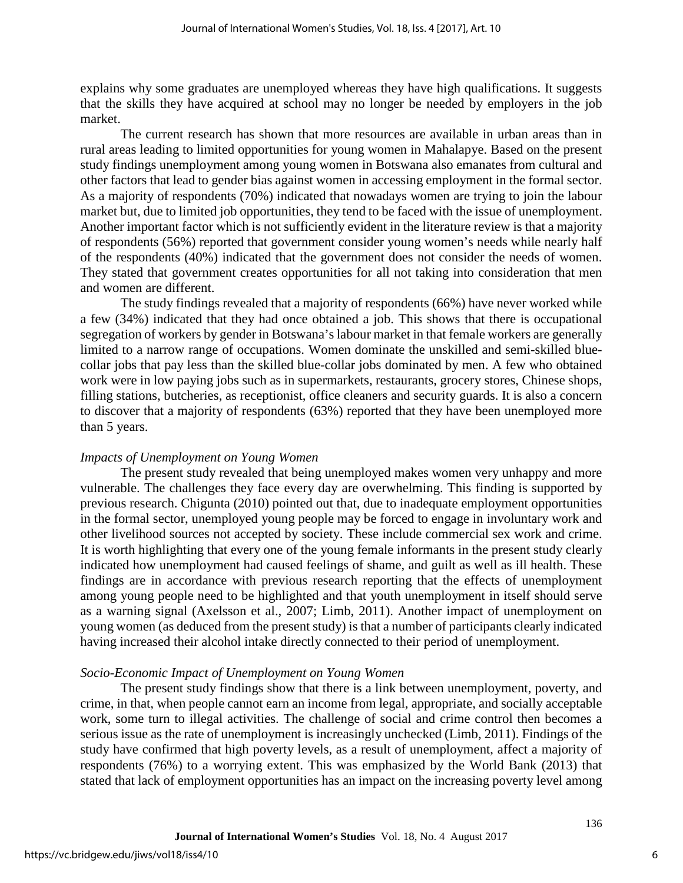explains why some graduates are unemployed whereas they have high qualifications. It suggests that the skills they have acquired at school may no longer be needed by employers in the job market.

The current research has shown that more resources are available in urban areas than in rural areas leading to limited opportunities for young women in Mahalapye. Based on the present study findings unemployment among young women in Botswana also emanates from cultural and other factors that lead to gender bias against women in accessing employment in the formal sector. As a majority of respondents (70%) indicated that nowadays women are trying to join the labour market but, due to limited job opportunities, they tend to be faced with the issue of unemployment. Another important factor which is not sufficiently evident in the literature review is that a majority of respondents (56%) reported that government consider young women's needs while nearly half of the respondents (40%) indicated that the government does not consider the needs of women. They stated that government creates opportunities for all not taking into consideration that men and women are different.

The study findings revealed that a majority of respondents (66%) have never worked while a few (34%) indicated that they had once obtained a job. This shows that there is occupational segregation of workers by gender in Botswana's labour market in that female workers are generally limited to a narrow range of occupations. Women dominate the unskilled and semi-skilled blue-collar jobs that pay less than the skilled blue-collar jobs dominated by men. A few who obtained work were in low paying jobs such as in supermarkets, restaurants, grocery stores, Chinese shops, filling stations, butcheries, as receptionist, office cleaners and security guards. It is also a concern to discover that a majority of respondents (63%) reported that they have been unemployed more than 5 years.

*Impacts of Unemployment on Young Women*

The present study revealed that being unemployed makes women very unhappy and more vulnerable. The challenges they face every day are overwhelming. This finding is supported by previous research. Chigunta (2010) pointed out that, due to inadequate employment opportunities in the formal sector, unemployed young people may be forced to engage in involuntary work and other livelihood sources not accepted by society. These include commercial sex work and crime. It is worth highlighting that every one of the young female informants in the present study clearly indicated how unemployment had caused feelings of shame, and guilt as well as ill health. These findings are in accordance with previous research reporting that the effects of unemployment among young people need to be highlighted and that youth unemployment in itself should serve as a warning signal (Axelsson et al., 2007; Limb, 2011). Another impact of unemployment on young women (as deduced from the present study) is that a number of participants clearly indicated having increased their alcohol intake directly connected to their period of unemployment.

*Socio-Economic Impact of Unemployment on Young Women*

The present study findings show that there is a link between unemployment, poverty, and crime, in that, when people cannot earn an income from legal, appropriate, and socially acceptable work, some turn to illegal activities. The challenge of social and crime control then becomes a serious issue as the rate of unemployment is increasingly unchecked (Limb, 2011). Findings of the study have confirmed that high poverty levels, as a result of unemployment, affect a majority of respondents (76%) to a worrying extent. This was emphasized by the World Bank (2013) that stated that lack of employment opportunities has an impact on the increasing poverty level among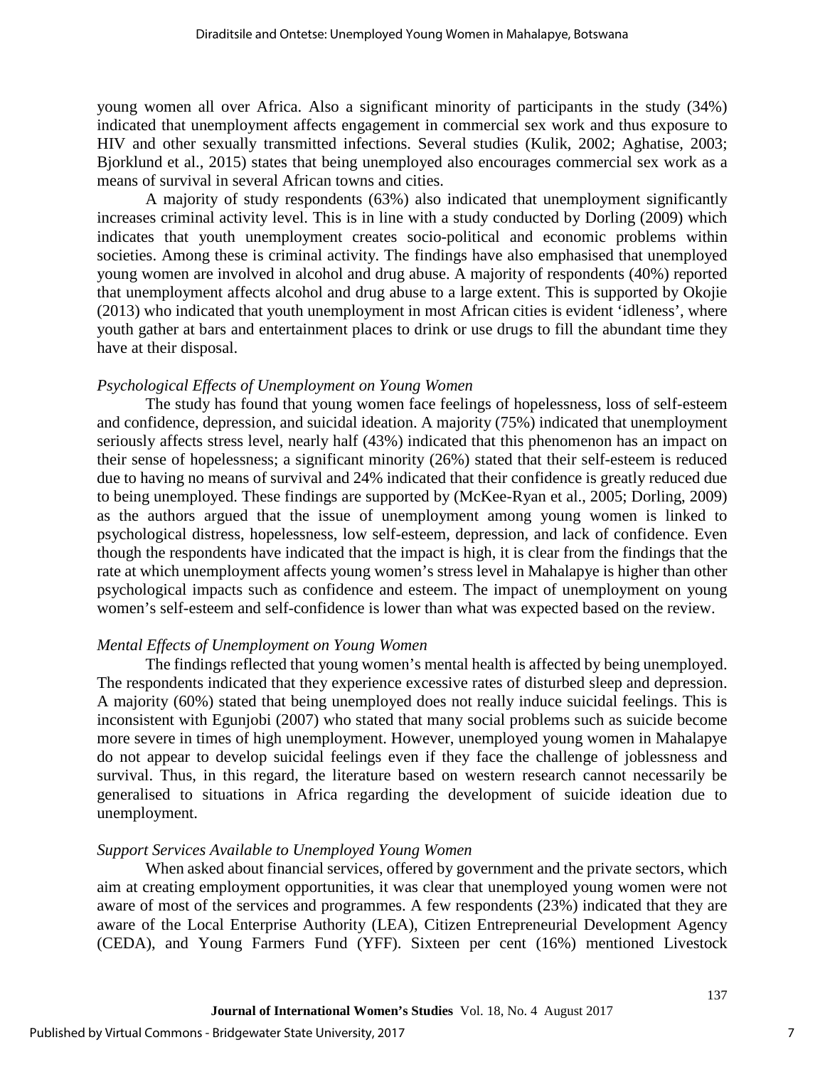young women all over Africa. Also a significant minority of participants in the study (34%) indicated that unemployment affects engagement in commercial sex work and thus exposure to HIV and other sexually transmitted infections. Several studies (Kulik, 2002; Aghatise, 2003; Bjorklund et al., 2015) states that being unemployed also encourages commercial sex work as a means of survival in several African towns and cities.

A majority of study respondents (63%) also indicated that unemployment significantly increases criminal activity level. This is in line with a study conducted by Dorling (2009) which indicates that youth unemployment creates socio-political and economic problems within societies. Among these is criminal activity. The findings have also emphasised that unemployed young women are involved in alcohol and drug abuse. A majority of respondents (40%) reported that unemployment affects alcohol and drug abuse to a large extent. This is supported by Okojie (2013) who indicated that youth unemployment in most African cities is evident 'idleness', where youth gather at bars and entertainment places to drink or use drugs to fill the abundant time they have at their disposal.

### *Psychological Effects of Unemployment on Young Women*

The study has found that young women face feelings of hopelessness, loss of self-esteem and confidence, depression, and suicidal ideation. A majority (75%) indicated that unemployment seriously affects stress level, nearly half (43%) indicated that this phenomenon has an impact on their sense of hopelessness; a significant minority (26%) stated that their self-esteem is reduced due to having no means of survival and 24% indicated that their confidence is greatly reduced due to being unemployed. These findings are supported by (McKee-Ryan et al., 2005; Dorling, 2009) as the authors argued that the issue of unemployment among young women is linked to psychological distress, hopelessness, low self-esteem, depression, and lack of confidence. Even though the respondents have indicated that the impact is high, it is clear from the findings that the rate at which unemployment affects young women's stress level in Mahalapye is higher than other psychological impacts such as confidence and esteem. The impact of unemployment on young women's self-esteem and self-confidence is lower than what was expected based on the review.

### *Mental Effects of Unemployment on Young Women*

The findings reflected that young women's mental health is affected by being unemployed. The respondents indicated that they experience excessive rates of disturbed sleep and depression. A majority (60%) stated that being unemployed does not really induce suicidal feelings. This is inconsistent with Egunjobi (2007) who stated that many social problems such as suicide become more severe in times of high unemployment. However, unemployed young women in Mahalapye do not appear to develop suicidal feelings even if they face the challenge of joblessness and survival. Thus, in this regard, the literature based on western research cannot necessarily be generalised to situations in Africa regarding the development of suicide ideation due to unemployment.

### *Support Services Available to Unemployed Young Women*

When asked about financial services, offered by government and the private sectors, which aim at creating employment opportunities, it was clear that unemployed young women were not aware of most of the services and programmes. A few respondents (23%) indicated that they are aware of the Local Enterprise Authority (LEA), Citizen Entrepreneurial Development Agency (CEDA), and Young Farmers Fund (YFF). Sixteen per cent (16%) mentioned Livestock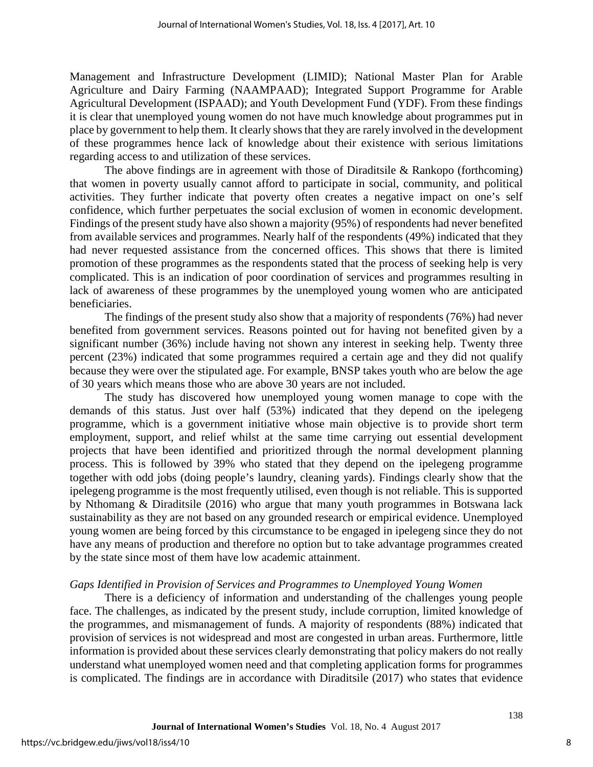Management and Infrastructure Development (LIMID); National Master Plan for Arable Agriculture and Dairy Farming (NAAMPAAD); Integrated Support Programme for Arable Agricultural Development (ISPAAD); and Youth Development Fund (YDF). From these findings it is clear that unemployed young women do not have much knowledge about programmes put in place by government to help them. It clearly shows that they are rarely involved in the development of these programmes hence lack of knowledge about their existence with serious limitations regarding access to and utilization of these services.

The above findings are in agreement with those of Diraditsile & Rankopo (forthcoming) that women in poverty usually cannot afford to participate in social, community, and political activities. They further indicate that poverty often creates a negative impact on one's self confidence, which further perpetuates the social exclusion of women in economic development. Findings of the present study have also shown a majority (95%) of respondents had never benefited from available services and programmes. Nearly half of the respondents (49%) indicated that they had never requested assistance from the concerned offices. This shows that there is limited promotion of these programmes as the respondents stated that the process of seeking help is very complicated. This is an indication of poor coordination of services and programmes resulting in lack of awareness of these programmes by the unemployed young women who are anticipated beneficiaries.

The findings of the present study also show that a majority of respondents (76%) had never benefited from government services. Reasons pointed out for having not benefited given by a significant number (36%) include having not shown any interest in seeking help. Twenty three percent (23%) indicated that some programmes required a certain age and they did not qualify because they were over the stipulated age. For example, BNSP takes youth who are below the age of 30 years which means those who are above 30 years are not included.

The study has discovered how unemployed young women manage to cope with the demands of this status. Just over half (53%) indicated that they depend on the ipelegeng programme, which is a government initiative whose main objective is to provide short term employment, support, and relief whilst at the same time carrying out essential development projects that have been identified and prioritized through the normal development planning process. This is followed by 39% who stated that they depend on the ipelegeng programme together with odd jobs (doing people's laundry, cleaning yards). Findings clearly show that the ipelegeng programme is the most frequently utilised, even though is not reliable. This is supported by Nthomang & Diraditsile (2016) who argue that many youth programmes in Botswana lack sustainability as they are not based on any grounded research or empirical evidence. Unemployed young women are being forced by this circumstance to be engaged in ipelegeng since they do not have any means of production and therefore no option but to take advantage programmes created by the state since most of them have low academic attainment.

*Gaps Identified in Provision of Services and Programmes to Unemployed Young Women*

There is a deficiency of information and understanding of the challenges young people face. The challenges, as indicated by the present study, include corruption, limited knowledge of the programmes, and mismanagement of funds. A majority of respondents (88%) indicated that provision of services is not widespread and most are congested in urban areas. Furthermore, little information is provided about these services clearly demonstrating that policy makers do not really understand what unemployed women need and that completing application forms for programmes is complicated. The findings are in accordance with Diraditsile (2017) who states that evidence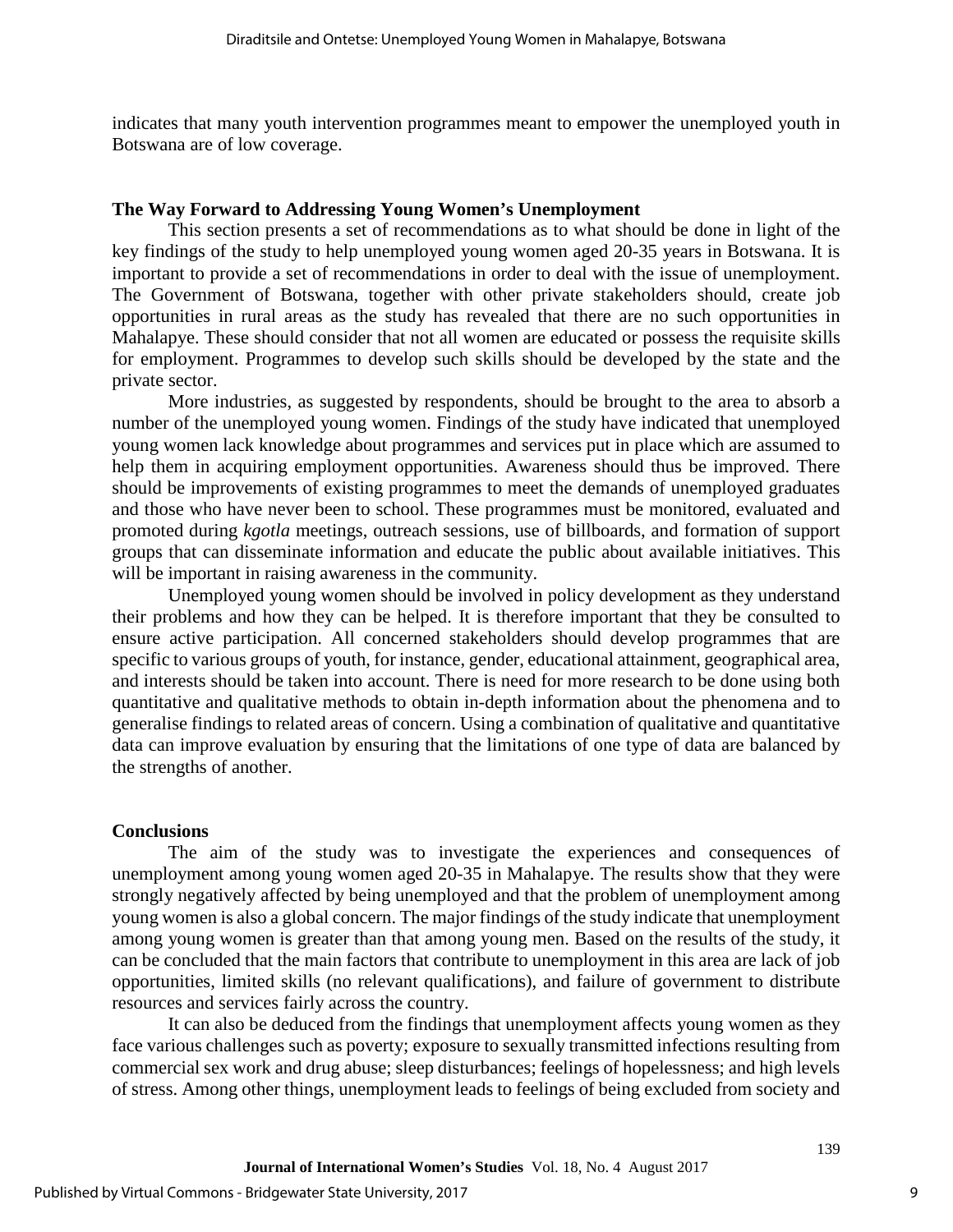indicates that many youth intervention programmes meant to empower the unemployed youth in Botswana are of low coverage.

### The Way Forward to Addressing Young Women's Unemployment

This section presents a set of recommendations as to what should be done in light of the key findings of the study to help unemployed young women aged 20-35 years in Botswana. It is important to provide a set of recommendations in order to deal with the issue of unemployment. The Government of Botswana, together with other private stakeholders should, create job opportunities in rural areas as the study has revealed that there are no such opportunities in Mahalapye. These should consider that not all women are educated or possess the requisite skills for employment. Programmes to develop such skills should be developed by the state and the private sector.

More industries, as suggested by respondents, should be brought to the area to absorb a number of the unemployed young women. Findings of the study have indicated that unemployed young women lack knowledge about programmes and services put in place which are assumed to help them in acquiring employment opportunities. Awareness should thus be improved. There should be improvements of existing programmes to meet the demands of unemployed graduates and those who have never been to school. These programmes must be monitored, evaluated and promoted during *kgotla* meetings, outreach sessions, use of billboards, and formation of support groups that can disseminate information and educate the public about available initiatives. This will be important in raising awareness in the community.

Unemployed young women should be involved in policy development as they understand their problems and how they can be helped. It is therefore important that they be consulted to ensure active participation. All concerned stakeholders should develop programmes that are specific to various groups of youth, for instance, gender, educational attainment, geographical area, and interests should be taken into account. There is need for more research to be done using both quantitative and qualitative methods to obtain in-depth information about the phenomena and to generalise findings to related areas of concern. Using a combination of qualitative and quantitative data can improve evaluation by ensuring that the limitations of one type of data are balanced by the strengths of another.

### Conclusions

The aim of the study was to investigate the experiences and consequences of unemployment among young women aged 20-35 in Mahalapye. The results show that they were strongly negatively affected by being unemployed and that the problem of unemployment among young women is also a global concern. The major findings of the study indicate that unemployment among young women is greater than that among young men. Based on the results of the study, it can be concluded that the main factors that contribute to unemployment in this area are lack of job opportunities, limited skills (no relevant qualifications), and failure of government to distribute resources and services fairly across the country.

It can also be deduced from the findings that unemployment affects young women as they face various challenges such as poverty; exposure to sexually transmitted infections resulting from commercial sex work and drug abuse; sleep disturbances; feelings of hopelessness; and high levels of stress. Among other things, unemployment leads to feelings of being excluded from society and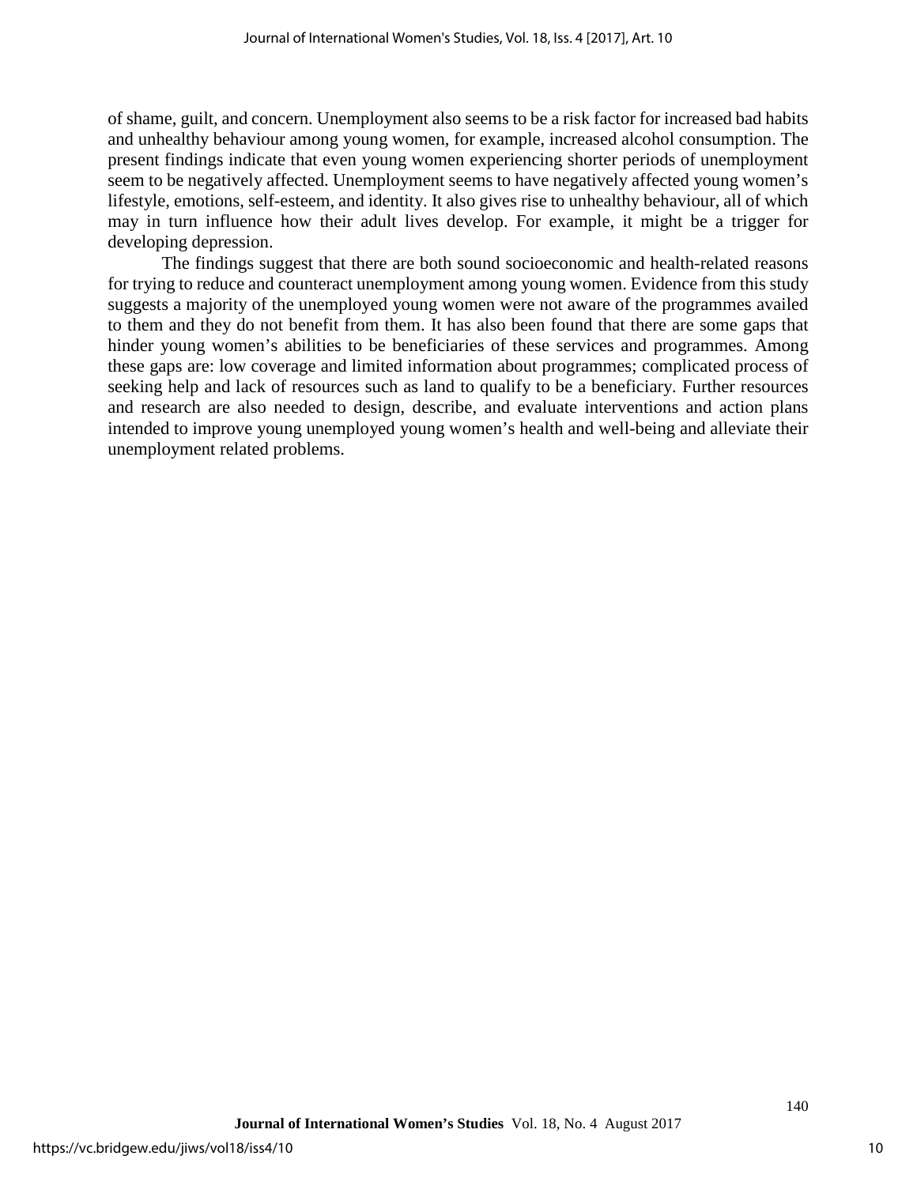of shame, guilt, and concern. Unemployment also seems to be a risk factor for increased bad habits and unhealthy behaviour among young women, for example, increased alcohol consumption. The present findings indicate that even young women experiencing shorter periods of unemployment seem to be negatively affected. Unemployment seems to have negatively affected young women's lifestyle, emotions, self-esteem, and identity. It also gives rise to unhealthy behaviour, all of which may in turn influence how their adult lives develop. For example, it might be a trigger for developing depression.

The findings suggest that there are both sound socioeconomic and health-related reasons for trying to reduce and counteract unemployment among young women. Evidence from this study suggests a majority of the unemployed young women were not aware of the programmes availed to them and they do not benefit from them. It has also been found that there are some gaps that hinder young women's abilities to be beneficiaries of these services and programmes. Among these gaps are: low coverage and limited information about programmes; complicated process of seeking help and lack of resources such as land to qualify to be a beneficiary. Further resources and research are also needed to design, describe, and evaluate interventions and action plans intended to improve young unemployed young women's health and well-being and alleviate their unemployment related problems.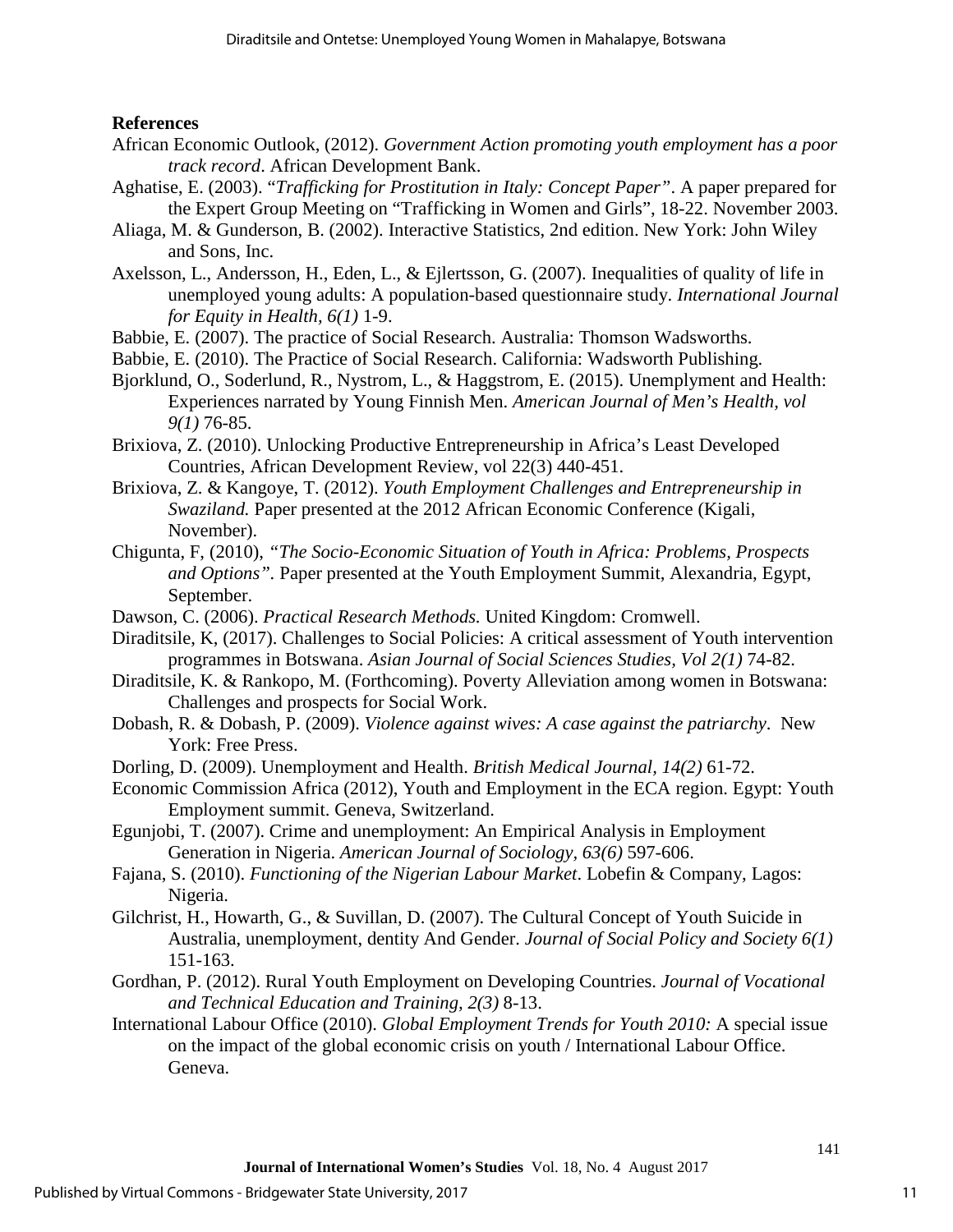**References**

African Economic Outlook, (2012). *Government Action promoting youth employment has a poor track record*. African Development Bank.

Aghatise, E. (2003). "*Trafficking for Prostitution in Italy: Concept Paper"*. A paper prepared for the Expert Group Meeting on "Trafficking in Women and Girls", 18-22. November 2003.

Aliaga, M. & Gunderson, B. (2002). Interactive Statistics, 2nd edition. New York: John Wiley and Sons, Inc.

Axelsson, L., Andersson, H., Eden, L., & Ejlertsson, G. (2007). Inequalities of quality of life in unemployed young adults: A population-based questionnaire study. *International Journal for Equity in Health, 6(1)* 1-9.

Babbie, E. (2007). The practice of Social Research. Australia: Thomson Wadsworths.

Babbie, E. (2010). The Practice of Social Research. California: Wadsworth Publishing.

Bjorklund, O., Soderlund, R., Nystrom, L., & Haggstrom, E. (2015). Unemplyment and Health: Experiences narrated by Young Finnish Men. *American Journal of Men's Health, vol 9(1)* 76-85.

Brixiova, Z. (2010). Unlocking Productive Entrepreneurship in Africa's Least Developed Countries, African Development Review, vol 22(3) 440-451.

Brixiova, Z. & Kangoye, T. (2012). *Youth Employment Challenges and Entrepreneurship in Swaziland.* Paper presented at the 2012 African Economic Conference (Kigali, November).

Chigunta, F, (2010), *"The Socio-Economic Situation of Youth in Africa: Problems, Prospects and Options"*. Paper presented at the Youth Employment Summit, Alexandria, Egypt, September.

Dawson, C. (2006). *Practical Research Methods.* United Kingdom: Cromwell.

Diraditsile, K, (2017). Challenges to Social Policies: A critical assessment of Youth intervention programmes in Botswana. *Asian Journal of Social Sciences Studies, Vol 2(1)* 74-82.

Diraditsile, K. & Rankopo, M. (Forthcoming). Poverty Alleviation among women in Botswana: Challenges and prospects for Social Work.

Dobash, R. & Dobash, P. (2009). *Violence against wives: A case against the patriarchy*. New York: Free Press.

Dorling, D. (2009). Unemployment and Health. *British Medical Journal, 14(2)* 61-72.

Economic Commission Africa (2012), Youth and Employment in the ECA region. Egypt: Youth Employment summit. Geneva, Switzerland.

Egunjobi, T. (2007). Crime and unemployment: An Empirical Analysis in Employment Generation in Nigeria. *American Journal of Sociology, 63(6)* 597-606.

Fajana, S. (2010). *Functioning of the Nigerian Labour Market*. Lobefin & Company, Lagos: Nigeria.

Gilchrist, H., Howarth, G., & Suvillan, D. (2007). The Cultural Concept of Youth Suicide in Australia, unemployment, dentity And Gender. *Journal of Social Policy and Society 6(1)* 151-163.

Gordhan, P. (2012). Rural Youth Employment on Developing Countries. *Journal of Vocational and Technical Education and Training, 2(3)* 8-13.

International Labour Office (2010). *Global Employment Trends for Youth 2010:* A special issue on the impact of the global economic crisis on youth / International Labour Office. Geneva.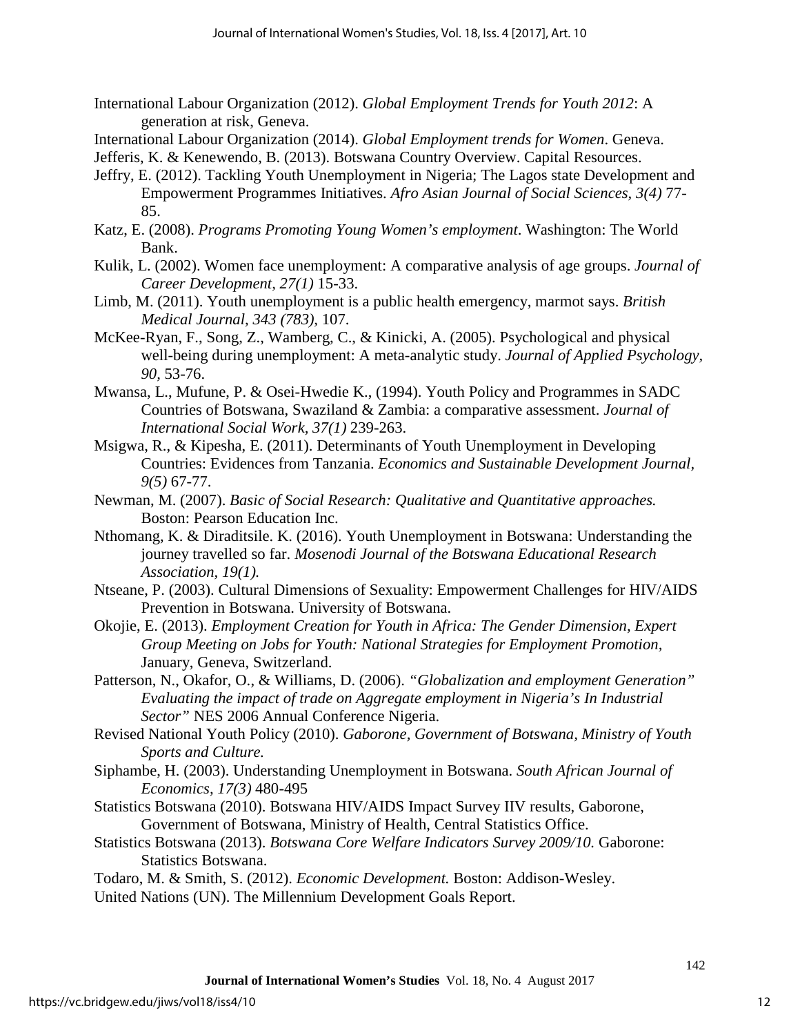International Labour Organization (2012). *Global Employment Trends for Youth 2012*: A generation at risk, Geneva.

International Labour Organization (2014). *Global Employment trends for Women*. Geneva.

Jefferis, K. & Kenewendo, B. (2013). Botswana Country Overview. Capital Resources.

Jeffry, E. (2012). Tackling Youth Unemployment in Nigeria; The Lagos state Development and Empowerment Programmes Initiatives. *Afro Asian Journal of Social Sciences, 3(4)* 77-85.

Katz, E. (2008). *Programs Promoting Young Women's employment*. Washington: The World Bank.

Kulik, L. (2002). Women face unemployment: A comparative analysis of age groups. *Journal of Career Development, 27(1)* 15-33.

Limb, M. (2011). Youth unemployment is a public health emergency, marmot says. *British Medical Journal, 343 (783)*, 107.

McKee-Ryan, F., Song, Z., Wamberg, C., & Kinicki, A. (2005). Psychological and physical well-being during unemployment: A meta-analytic study. *Journal of Applied Psychology, 90,* 53-76.

Mwansa, L., Mufune, P. & Osei-Hwedie K., (1994). Youth Policy and Programmes in SADC Countries of Botswana, Swaziland & Zambia: a comparative assessment. *Journal of International Social Work, 37(1)* 239-263.

Msigwa, R., & Kipesha, E. (2011). Determinants of Youth Unemployment in Developing Countries: Evidences from Tanzania. *Economics and Sustainable Development Journal, 9(5)* 67-77.

Newman, M. (2007). *Basic of Social Research: Qualitative and Quantitative approaches.* Boston: Pearson Education Inc.

Nthomang, K. & Diraditsile. K. (2016). Youth Unemployment in Botswana: Understanding the journey travelled so far. *Mosenodi Journal of the Botswana Educational Research Association, 19(1).*

Ntseane, P. (2003). Cultural Dimensions of Sexuality: Empowerment Challenges for HIV/AIDS Prevention in Botswana. University of Botswana.

Okojie, E. (2013). *Employment Creation for Youth in Africa: The Gender Dimension, Expert Group Meeting on Jobs for Youth: National Strategies for Employment Promotion*, January, Geneva, Switzerland.

Patterson, N., Okafor, O., & Williams, D. (2006). *"Globalization and employment Generation" Evaluating the impact of trade on Aggregate employment in Nigeria's In Industrial Sector"* NES 2006 Annual Conference Nigeria.

Revised National Youth Policy (2010). *Gaborone, Government of Botswana, Ministry of Youth Sports and Culture.*

Siphambe, H. (2003). Understanding Unemployment in Botswana. *South African Journal of Economics, 17(3)* 480-495

Statistics Botswana (2010). Botswana HIV/AIDS Impact Survey IIV results, Gaborone, Government of Botswana, Ministry of Health, Central Statistics Office.

Statistics Botswana (2013). *Botswana Core Welfare Indicators Survey 2009/10.* Gaborone: Statistics Botswana.

Todaro, M. & Smith, S. (2012). *Economic Development.* Boston: Addison-Wesley.

United Nations (UN). The Millennium Development Goals Report.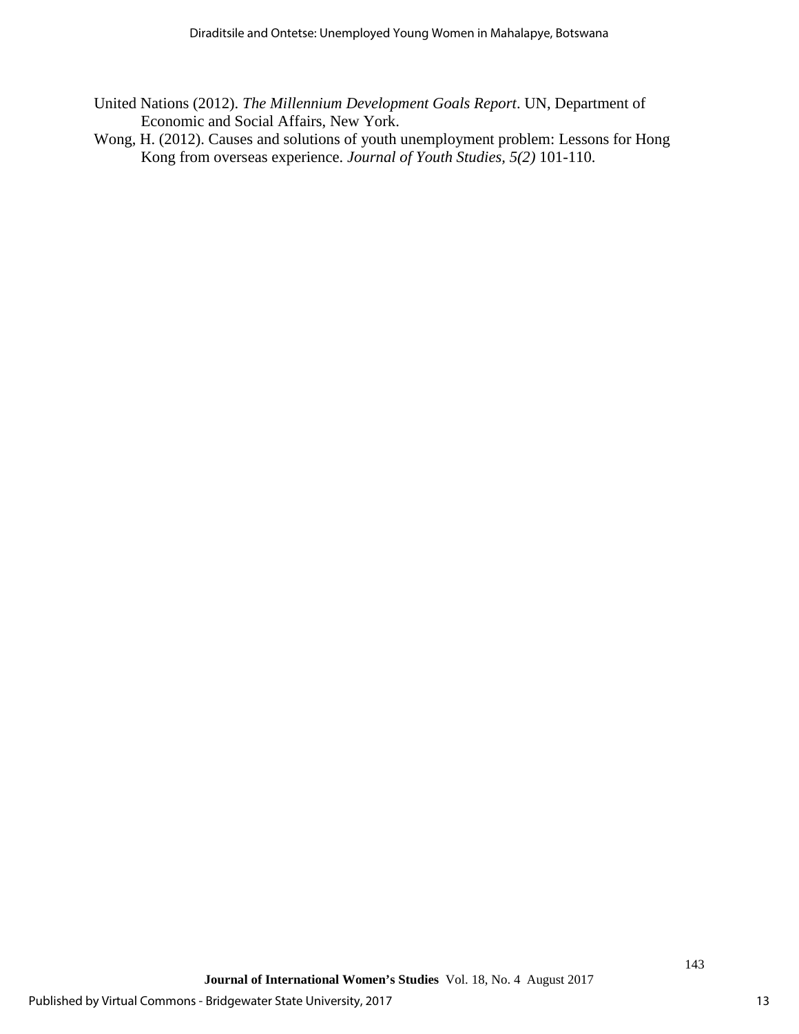United Nations (2012). *The Millennium Development Goals Report*. UN, Department of Economic and Social Affairs, New York.

Wong, H. (2012). Causes and solutions of youth unemployment problem: Lessons for Hong Kong from overseas experience. *Journal of Youth Studies, 5(2)* 101-110.